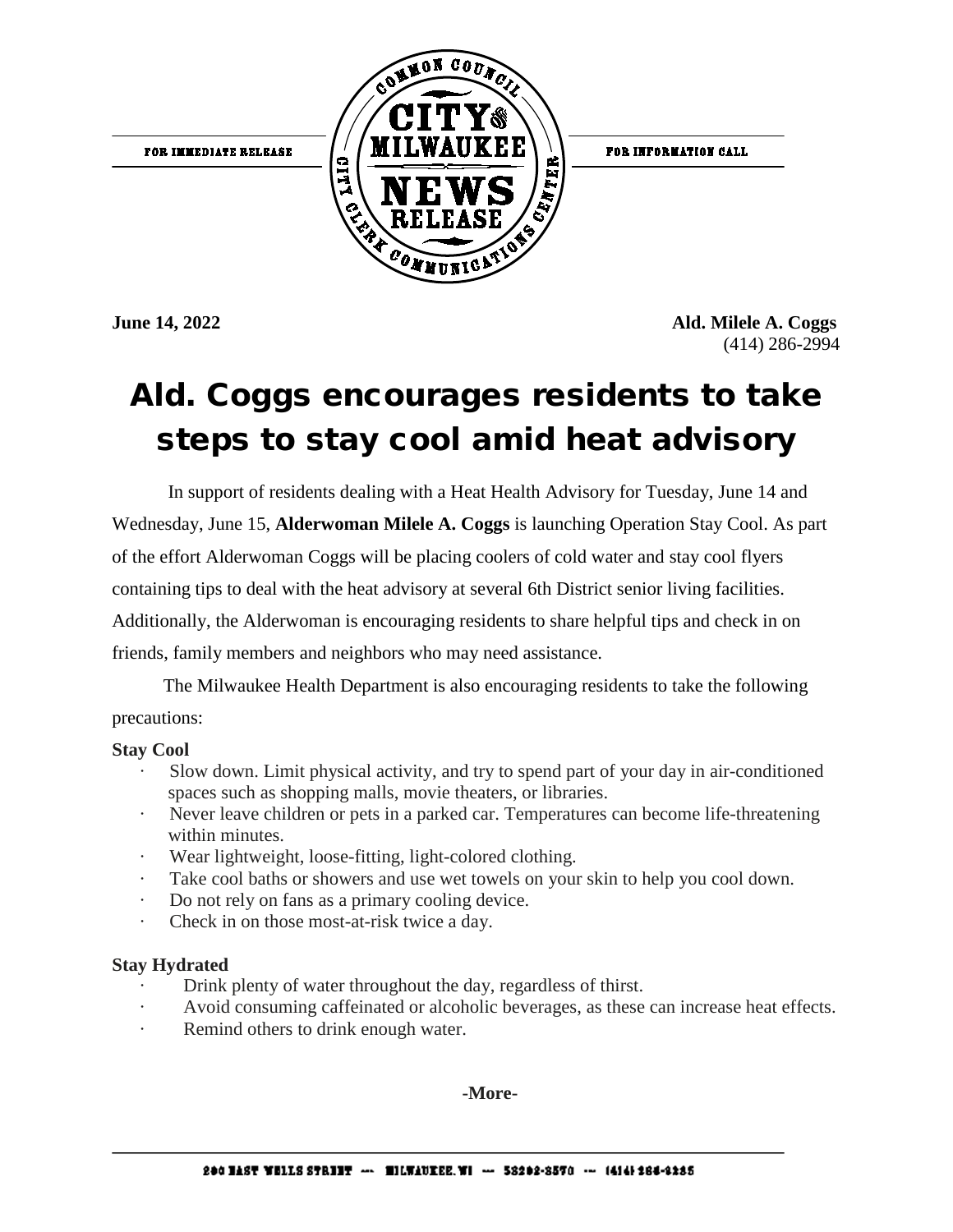FOR IMMEDIATE RELEASE

FOR INFORMATION CALL

**June 14, 2022**

**Ald. Milele A. Coggs**
(414) 286-2994

# Ald. Coggs encourages residents to take steps to stay cool amid heat advisory

In support of residents dealing with a Heat Health Advisory for Tuesday, June 14 and Wednesday, June 15, **Alderwoman Milele A. Coggs** is launching Operation Stay Cool. As part of the effort Alderwoman Coggs will be placing coolers of cold water and stay cool flyers containing tips to deal with the heat advisory at several 6th District senior living facilities. Additionally, the Alderwoman is encouraging residents to share helpful tips and check in on friends, family members and neighbors who may need assistance.

The Milwaukee Health Department is also encouraging residents to take the following precautions:

**Stay Cool**

- Slow down. Limit physical activity, and try to spend part of your day in air-conditioned spaces such as shopping malls, movie theaters, or libraries.
- Never leave children or pets in a parked car. Temperatures can become life-threatening within minutes.
- Wear lightweight, loose-fitting, light-colored clothing.
- Take cool baths or showers and use wet towels on your skin to help you cool down.
- Do not rely on fans as a primary cooling device.
- Check in on those most-at-risk twice a day.

**Stay Hydrated**

- Drink plenty of water throughout the day, regardless of thirst.
- Avoid consuming caffeinated or alcoholic beverages, as these can increase heat effects.
- Remind others to drink enough water.

**-More-**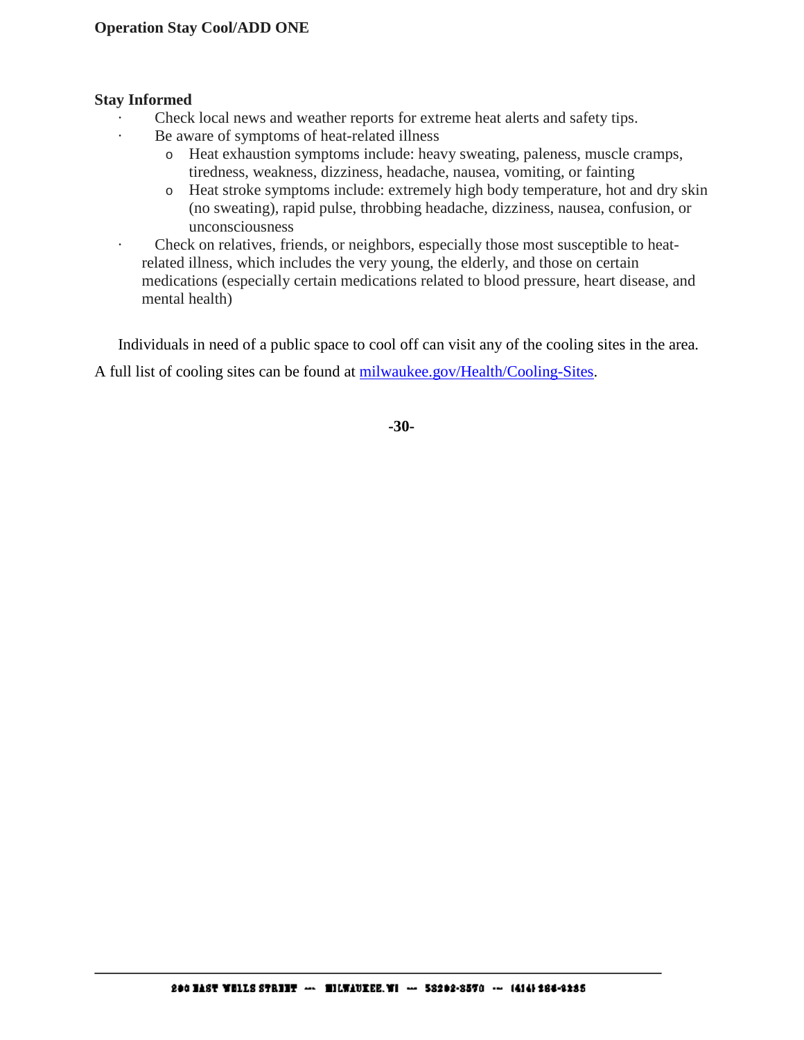**Stay Informed**

- Check local news and weather reports for extreme heat alerts and safety tips.
- Be aware of symptoms of heat-related illness
  - Heat exhaustion symptoms include: heavy sweating, paleness, muscle cramps, tiredness, weakness, dizziness, headache, nausea, vomiting, or fainting
  - Heat stroke symptoms include: extremely high body temperature, hot and dry skin (no sweating), rapid pulse, throbbing headache, dizziness, nausea, confusion, or unconsciousness
- Check on relatives, friends, or neighbors, especially those most susceptible to heat-related illness, which includes the very young, the elderly, and those on certain medications (especially certain medications related to blood pressure, heart disease, and mental health)

Individuals in need of a public space to cool off can visit any of the cooling sites in the area. A full list of cooling sites can be found at [milwaukee.gov/Health/Cooling-Sites](milwaukee.gov/Health/Cooling-Sites).

**-30-**